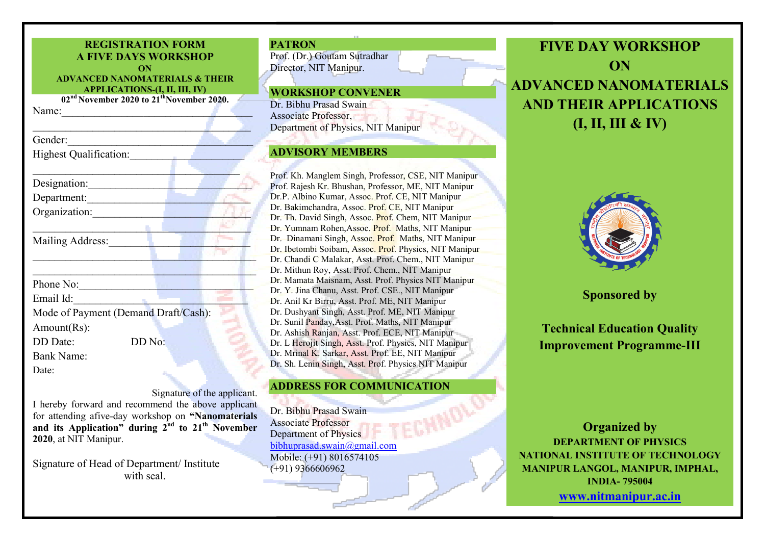## REGISTRATION FORM
## A FIVE DAYS WORKSHOP
**ON**
**ADVANCED NANOMATERIALS & THEIR APPLICATIONS-(I, II, III, IV)**

**02nd November 2020 to 21th November 2020.**

Name:\_\_\_\_\_\_\_\_\_\_\_\_\_\_\_\_\_\_\_\_\_\_\_\_\_\_\_\_\_\_\_\_\_\_\_

\_\_\_\_\_\_\_\_\_\_\_\_\_\_\_\_\_\_\_\_\_\_\_\_\_\_\_\_\_\_\_\_\_\_\_\_\_\_\_\_

Gender:\_\_\_\_\_\_\_\_\_\_\_\_\_\_\_\_\_\_\_\_\_\_\_\_\_\_\_\_\_\_\_\_\_\_

Highest Qualification:\_\_\_\_\_\_\_\_\_\_\_\_\_\_\_\_\_\_\_\_\_

\_\_\_\_\_\_\_\_\_\_\_\_\_\_\_\_\_\_\_\_\_\_\_\_\_\_\_\_\_\_\_\_\_\_\_\_\_\_\_\_

Designation:\_\_\_\_\_\_\_\_\_\_\_\_\_\_\_\_\_\_\_\_\_\_\_\_\_\_\_\_\_\_

Department:\_\_\_\_\_\_\_\_\_\_\_\_\_\_\_\_\_\_\_\_\_\_\_\_\_\_\_\_\_\_

Organization:\_\_\_\_\_\_\_\_\_\_\_\_\_\_\_\_\_\_\_\_\_\_\_\_\_\_\_\_\_

\_\_\_\_\_\_\_\_\_\_\_\_\_\_\_\_\_\_\_\_\_\_\_\_\_\_\_\_\_\_\_\_\_\_\_\_\_\_\_\_

Mailing Address:\_\_\_\_\_\_\_\_\_\_\_\_\_\_\_\_\_\_\_\_\_\_\_\_\_\_

\_\_\_\_\_\_\_\_\_\_\_\_\_\_\_\_\_\_\_\_\_\_\_\_\_\_\_\_\_\_\_\_\_\_\_\_\_\_\_\_

\_\_\_\_\_\_\_\_\_\_\_\_\_\_\_\_\_\_\_\_\_\_\_\_\_\_\_\_\_\_\_\_\_\_\_\_\_\_\_\_

Phone No:\_\_\_\_\_\_\_\_\_\_\_\_\_\_\_\_\_\_\_\_\_\_\_\_\_\_\_\_\_\_\_\_

Email Id:\_\_\_\_\_\_\_\_\_\_\_\_\_\_\_\_\_\_\_\_\_\_\_\_\_\_\_\_\_\_\_\_\_

Mode of Payment (Demand Draft/Cash):

Amount(Rs):

DD Date: DD No:

Bank Name:

Date:

Signature of the applicant.

I hereby forward and recommend the above applicant for attending afive-day workshop on **"Nanomaterials and its Application" during 2nd to 21th November 2020**, at NIT Manipur.

Signature of Head of Department/ Institute with seal.

## PATRON

Prof. (Dr.) Goutam Sutradhar
Director, NIT Manipur.

## WORKSHOP CONVENER

Dr. Bibhu Prasad Swain
Associate Professor,
Department of Physics, NIT Manipur

## ADVISORY MEMBERS

Prof. Kh. Manglem Singh, Professor, CSE, NIT Manipur
Prof. Rajesh Kr. Bhushan, Professor, ME, NIT Manipur
Dr.P. Albino Kumar, Assoc. Prof. CE, NIT Manipur
Dr. Bakimchandra, Assoc. Prof. CE, NIT Manipur
Dr. Th. David Singh, Assoc. Prof. Chem, NIT Manipur
Dr. Yumnam Rohen,Assoc. Prof. Maths, NIT Manipur
Dr. Dinamani Singh, Assoc. Prof. Maths, NIT Manipur
Dr. Ibetombi Soibam, Assoc. Prof. Physics, NIT Manipur
Dr. Chandi C Malakar, Asst. Prof. Chem., NIT Manipur
Dr. Mithun Roy, Asst. Prof. Chem., NIT Manipur
Dr. Mamata Maisnam, Asst. Prof. Physics NIT Manipur
Dr. Y. Jina Chanu, Asst. Prof. CSE., NIT Manipur
Dr. Anil Kr Birru, Asst. Prof. ME, NIT Manipur
Dr. Dushyant Singh, Asst. Prof. ME, NIT Manipur
Dr. Sunil Panday,Asst. Prof. Maths, NIT Manipur
Dr. Ashish Ranjan, Asst. Prof. ECE, NIT Manipur
Dr. L Herojit Singh, Asst. Prof. Physics, NIT Manipur
Dr. Mrinal K. Sarkar, Asst. Prof. EE, NIT Manipur
Dr. Sh. Lenin Singh, Asst. Prof. Physics NIT Manipur

## ADDRESS FOR COMMUNICATION

Dr. Bibhu Prasad Swain
Associate Professor
Department of Physics
bibhuprasad.swain@gmail.com
Mobile: (+91) 8016574105
(+91) 9366606962

# FIVE DAY WORKSHOP ON ADVANCED NANOMATERIALS AND THEIR APPLICATIONS (I, II, III & IV)

**Sponsored by**

**Technical Education Quality Improvement Programme-III**

**Organized by**

**DEPARTMENT OF PHYSICS**
**NATIONAL INSTITUTE OF TECHNOLOGY MANIPUR LANGOL, MANIPUR, IMPHAL, INDIA- 795004**

**www.nitmanipur.ac.in**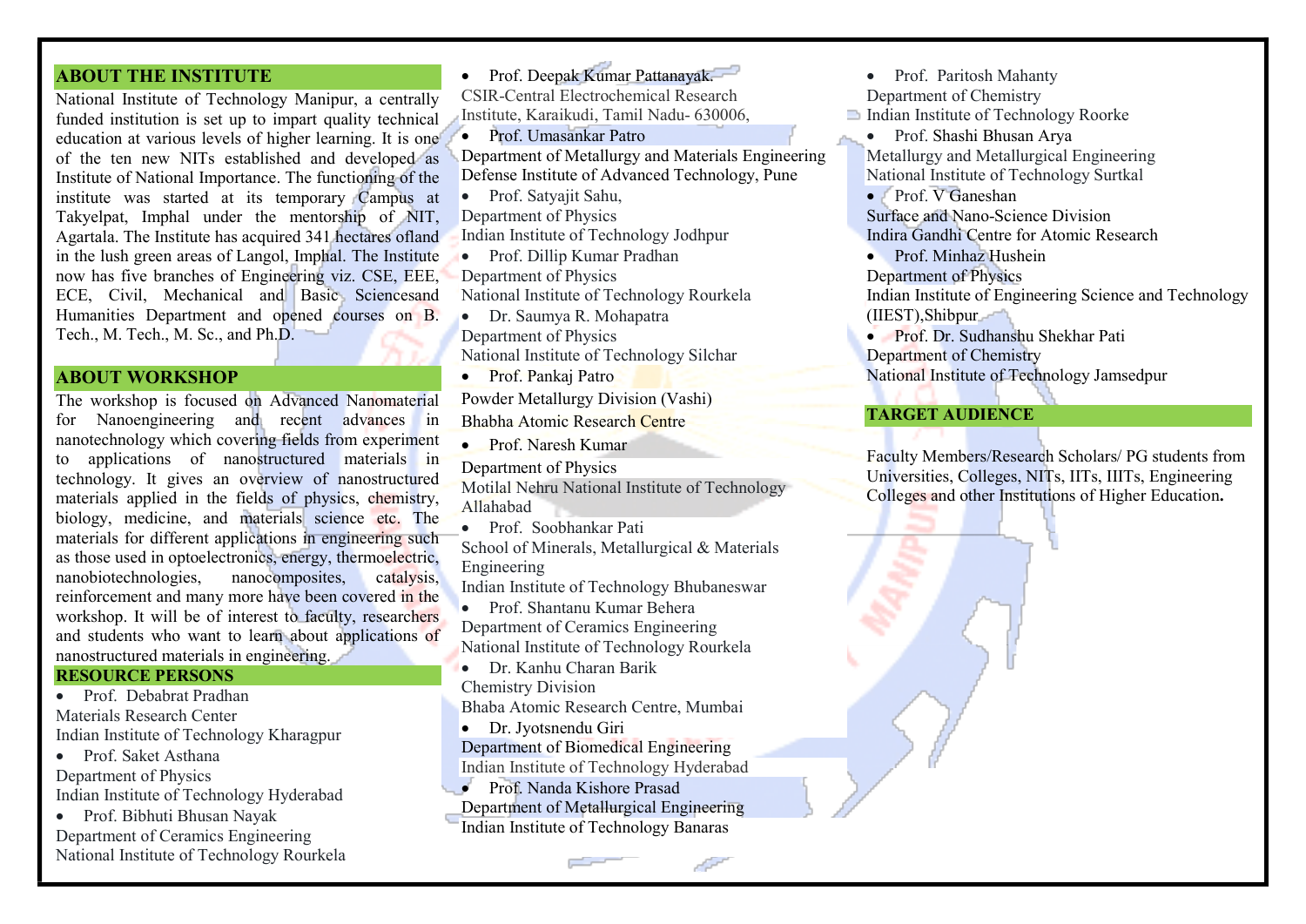## ABOUT THE INSTITUTE

National Institute of Technology Manipur, a centrally funded institution is set up to impart quality technical education at various levels of higher learning. It is one of the ten new NITs established and developed as Institute of National Importance. The functioning of the institute was started at its temporary Campus at Takyelpat, Imphal under the mentorship of NIT, Agartala. The Institute has acquired 341 hectares ofland in the lush green areas of Langol, Imphal. The Institute now has five branches of Engineering viz. CSE, EEE, ECE, Civil, Mechanical and Basic Sciencesand Humanities Department and opened courses on B. Tech., M. Tech., M. Sc., and Ph.D.

## ABOUT WORKSHOP

The workshop is focused on Advanced Nanomaterial for Nanoengineering and recent advances in nanotechnology which covering fields from experiment to applications of nanostructured materials in technology. It gives an overview of nanostructured materials applied in the fields of physics, chemistry, biology, medicine, and materials science etc. The materials for different applications in engineering such as those used in optoelectronics, energy, thermoelectric, nanobiotechnologies, nanocomposites, catalysis, reinforcement and many more have been covered in the workshop. It will be of interest to faculty, researchers and students who want to learn about applications of nanostructured materials in engineering.

## RESOURCE PERSONS

- Prof. Debabrat Pradhan
Materials Research Center
Indian Institute of Technology Kharagpur
- Prof. Saket Asthana
Department of Physics
Indian Institute of Technology Hyderabad
- Prof. Bibhuti Bhusan Nayak
Department of Ceramics Engineering
National Institute of Technology Rourkela
- Prof. Deepak Kumar Pattanayak.
CSIR-Central Electrochemical Research Institute, Karaikudi, Tamil Nadu- 630006,
- Prof. Umasankar Patro
Department of Metallurgy and Materials Engineering
Defense Institute of Advanced Technology, Pune
- Prof. Satyajit Sahu,
Department of Physics
Indian Institute of Technology Jodhpur
- Prof. Dillip Kumar Pradhan
Department of Physics
National Institute of Technology Rourkela
- Dr. Saumya R. Mohapatra
Department of Physics
National Institute of Technology Silchar
- Prof. Pankaj Patro
Powder Metallurgy Division (Vashi)
Bhabha Atomic Research Centre
- Prof. Naresh Kumar
Department of Physics
Motilal Nehru National Institute of Technology Allahabad
- Prof. Soobhankar Pati
School of Minerals, Metallurgical & Materials Engineering
Indian Institute of Technology Bhubaneswar
- Prof. Shantanu Kumar Behera
Department of Ceramics Engineering
National Institute of Technology Rourkela
- Dr. Kanhu Charan Barik
Chemistry Division
Bhaba Atomic Research Centre, Mumbai
- Dr. Jyotsnendu Giri
Department of Biomedical Engineering
Indian Institute of Technology Hyderabad
- Prof. Nanda Kishore Prasad
Department of Metallurgical Engineering
Indian Institute of Technology Banaras
- Prof. Paritosh Mahanty
Department of Chemistry
Indian Institute of Technology Roorke
- Prof. Shashi Bhusan Arya
Metallurgy and Metallurgical Engineering
National Institute of Technology Surtkal
- Prof. V Ganeshan
Surface and Nano-Science Division
Indira Gandhi Centre for Atomic Research
- Prof. Minhaz Hushein
Department of Physics
Indian Institute of Engineering Science and Technology (IIEST),Shibpur
- Prof. Dr. Sudhanshu Shekhar Pati
Department of Chemistry
National Institute of Technology Jamsedpur

## TARGET AUDIENCE

Faculty Members/Research Scholars/ PG students from Universities, Colleges, NITs, IITs, IIITs, Engineering Colleges and other Institutions of Higher Education**.**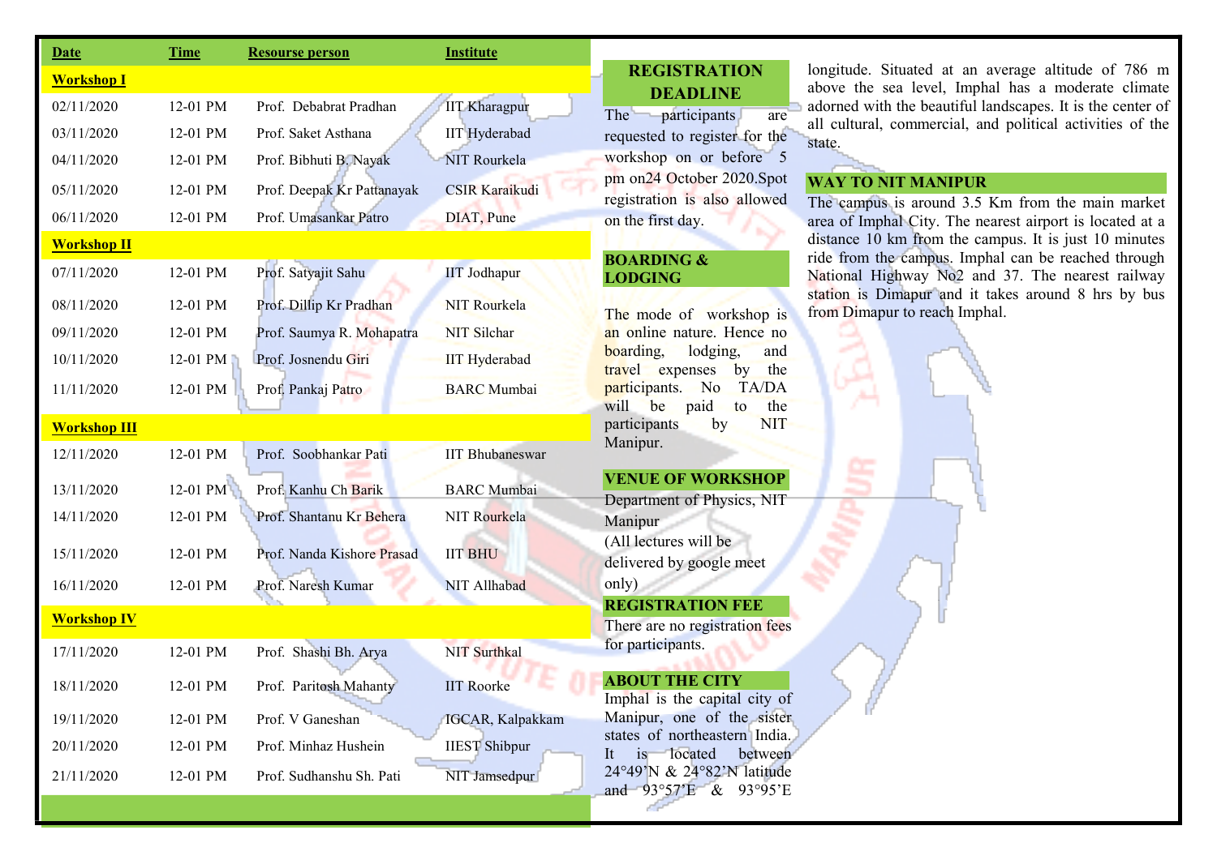| Date | Time | Resourse person | Institute |
|---|---|---|---|
| **Workshop I** | | | |
| 02/11/2020 | 12-01 PM | Prof. Debabrat Pradhan | IIT Kharagpur |
| 03/11/2020 | 12-01 PM | Prof. Saket Asthana | IIT Hyderabad |
| 04/11/2020 | 12-01 PM | Prof. Bibhuti B. Nayak | NIT Rourkela |
| 05/11/2020 | 12-01 PM | Prof. Deepak Kr Pattanayak | CSIR Karaikudi |
| 06/11/2020 | 12-01 PM | Prof. Umasankar Patro | DIAT, Pune |
| **Workshop II** | | | |
| 07/11/2020 | 12-01 PM | Prof. Satyajit Sahu | IIT Jodhapur |
| 08/11/2020 | 12-01 PM | Prof. Dillip Kr Pradhan | NIT Rourkela |
| 09/11/2020 | 12-01 PM | Prof. Saumya R. Mohapatra | NIT Silchar |
| 10/11/2020 | 12-01 PM | Prof. Josnendu Giri | IIT Hyderabad |
| 11/11/2020 | 12-01 PM | Prof. Pankaj Patro | BARC Mumbai |
| **Workshop III** | | | |
| 12/11/2020 | 12-01 PM | Prof. Soobhankar Pati | IIT Bhubaneswar |
| 13/11/2020 | 12-01 PM | Prof. Kanhu Ch Barik | BARC Mumbai |
| 14/11/2020 | 12-01 PM | Prof. Shantanu Kr Behera | NIT Rourkela |
| 15/11/2020 | 12-01 PM | Prof. Nanda Kishore Prasad | IIT BHU |
| 16/11/2020 | 12-01 PM | Prof. Naresh Kumar | NIT Allhabad |
| **Workshop IV** | | | |
| 17/11/2020 | 12-01 PM | Prof. Shashi Bh. Arya | NIT Surthkal |
| 18/11/2020 | 12-01 PM | Prof. Paritosh Mahanty | IIT Roorke |
| 19/11/2020 | 12-01 PM | Prof. V Ganeshan | IGCAR, Kalpakkam |
| 20/11/2020 | 12-01 PM | Prof. Minhaz Hushein | IIEST Shibpur |
| 21/11/2020 | 12-01 PM | Prof. Sudhanshu Sh. Pati | NIT Jamsedpur |

## REGISTRATION DEADLINE

The participants are requested to register for the workshop on or before 5 pm on24 October 2020.Spot registration is also allowed on the first day.

## BOARDING & LODGING

The mode of workshop is an online nature. Hence no boarding, lodging, and travel expenses by the participants. No TA/DA will be paid to the participants by NIT Manipur.

## VENUE OF WORKSHOP

Department of Physics, NIT Manipur

(All lectures will be delivered by google meet only)

## REGISTRATION FEE

There are no registration fees for participants.

## ABOUT THE CITY

Imphal is the capital city of Manipur, one of the sister states of northeastern India. It is located between 24°49'N & 24°82'N latitude and 93°57'E & 93°95'E longitude. Situated at an average altitude of 786 m above the sea level, Imphal has a moderate climate adorned with the beautiful landscapes. It is the center of all cultural, commercial, and political activities of the state.

## WAY TO NIT MANIPUR

The campus is around 3.5 Km from the main market area of Imphal City. The nearest airport is located at a distance 10 km from the campus. It is just 10 minutes ride from the campus. Imphal can be reached through National Highway No2 and 37. The nearest railway station is Dimapur and it takes around 8 hrs by bus from Dimapur to reach Imphal.